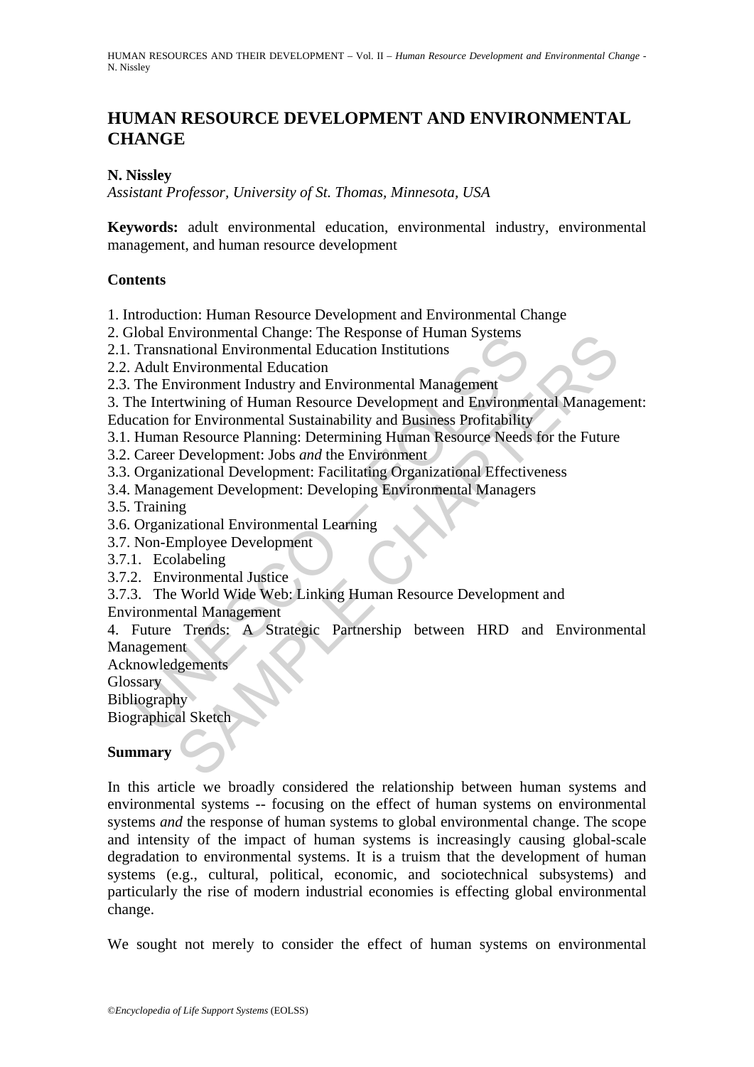# HUMAN RESOURCE DEVELOPMENT AND ENVIRONMENTAL CHANGE

**N. Nissley**

*Assistant Professor, University of St. Thomas, Minnesota, USA*

**Keywords:** adult environmental education, environmental industry, environmental management, and human resource development

## Contents

1. Introduction: Human Resource Development and Environmental Change
2. Global Environmental Change: The Response of Human Systems
2.1. Transnational Environmental Education Institutions
2.2. Adult Environmental Education
2.3. The Environment Industry and Environmental Management
3. The Intertwining of Human Resource Development and Environmental Management: Education for Environmental Sustainability and Business Profitability
3.1. Human Resource Planning: Determining Human Resource Needs for the Future
3.2. Career Development: Jobs *and* the Environment
3.3. Organizational Development: Facilitating Organizational Effectiveness
3.4. Management Development: Developing Environmental Managers
3.5. Training
3.6. Organizational Environmental Learning
3.7. Non-Employee Development
3.7.1. Ecolabeling
3.7.2. Environmental Justice
3.7.3. The World Wide Web: Linking Human Resource Development and Environmental Management
4. Future Trends: A Strategic Partnership between HRD and Environmental Management

Acknowledgements
Glossary
Bibliography
Biographical Sketch

## Summary

In this article we broadly considered the relationship between human systems and environmental systems -- focusing on the effect of human systems on environmental systems *and* the response of human systems to global environmental change. The scope and intensity of the impact of human systems is increasingly causing global-scale degradation to environmental systems. It is a truism that the development of human systems (e.g., cultural, political, economic, and sociotechnical subsystems) and particularly the rise of modern industrial economies is effecting global environmental change.

We sought not merely to consider the effect of human systems on environmental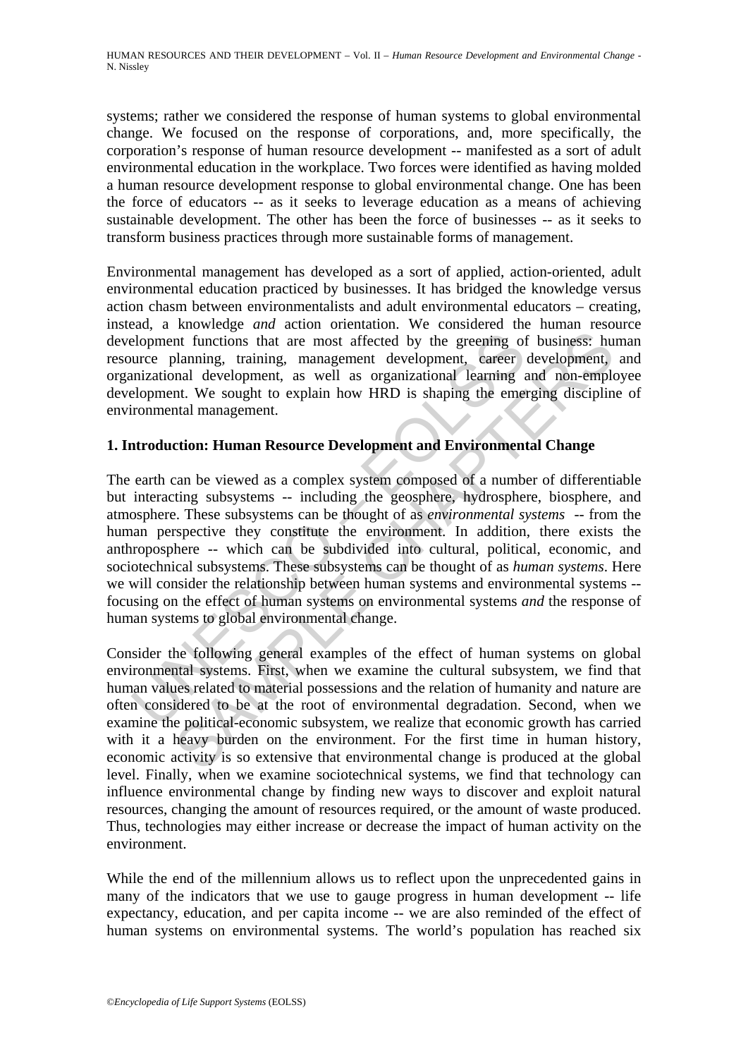systems; rather we considered the response of human systems to global environmental change. We focused on the response of corporations, and, more specifically, the corporation's response of human resource development -- manifested as a sort of adult environmental education in the workplace. Two forces were identified as having molded a human resource development response to global environmental change. One has been the force of educators -- as it seeks to leverage education as a means of achieving sustainable development. The other has been the force of businesses -- as it seeks to transform business practices through more sustainable forms of management.

Environmental management has developed as a sort of applied, action-oriented, adult environmental education practiced by businesses. It has bridged the knowledge versus action chasm between environmentalists and adult environmental educators – creating, instead, a knowledge *and* action orientation. We considered the human resource development functions that are most affected by the greening of business: human resource planning, training, management development, career development, and organizational development, as well as organizational learning and non-employee development. We sought to explain how HRD is shaping the emerging discipline of environmental management.

## 1. Introduction: Human Resource Development and Environmental Change

The earth can be viewed as a complex system composed of a number of differentiable but interacting subsystems -- including the geosphere, hydrosphere, biosphere, and atmosphere. These subsystems can be thought of as *environmental systems* -- from the human perspective they constitute the environment. In addition, there exists the anthroposphere -- which can be subdivided into cultural, political, economic, and sociotechnical subsystems. These subsystems can be thought of as *human systems*. Here we will consider the relationship between human systems and environmental systems -- focusing on the effect of human systems on environmental systems *and* the response of human systems to global environmental change.

Consider the following general examples of the effect of human systems on global environmental systems. First, when we examine the cultural subsystem, we find that human values related to material possessions and the relation of humanity and nature are often considered to be at the root of environmental degradation. Second, when we examine the political-economic subsystem, we realize that economic growth has carried with it a heavy burden on the environment. For the first time in human history, economic activity is so extensive that environmental change is produced at the global level. Finally, when we examine sociotechnical systems, we find that technology can influence environmental change by finding new ways to discover and exploit natural resources, changing the amount of resources required, or the amount of waste produced. Thus, technologies may either increase or decrease the impact of human activity on the environment.

While the end of the millennium allows us to reflect upon the unprecedented gains in many of the indicators that we use to gauge progress in human development -- life expectancy, education, and per capita income -- we are also reminded of the effect of human systems on environmental systems. The world's population has reached six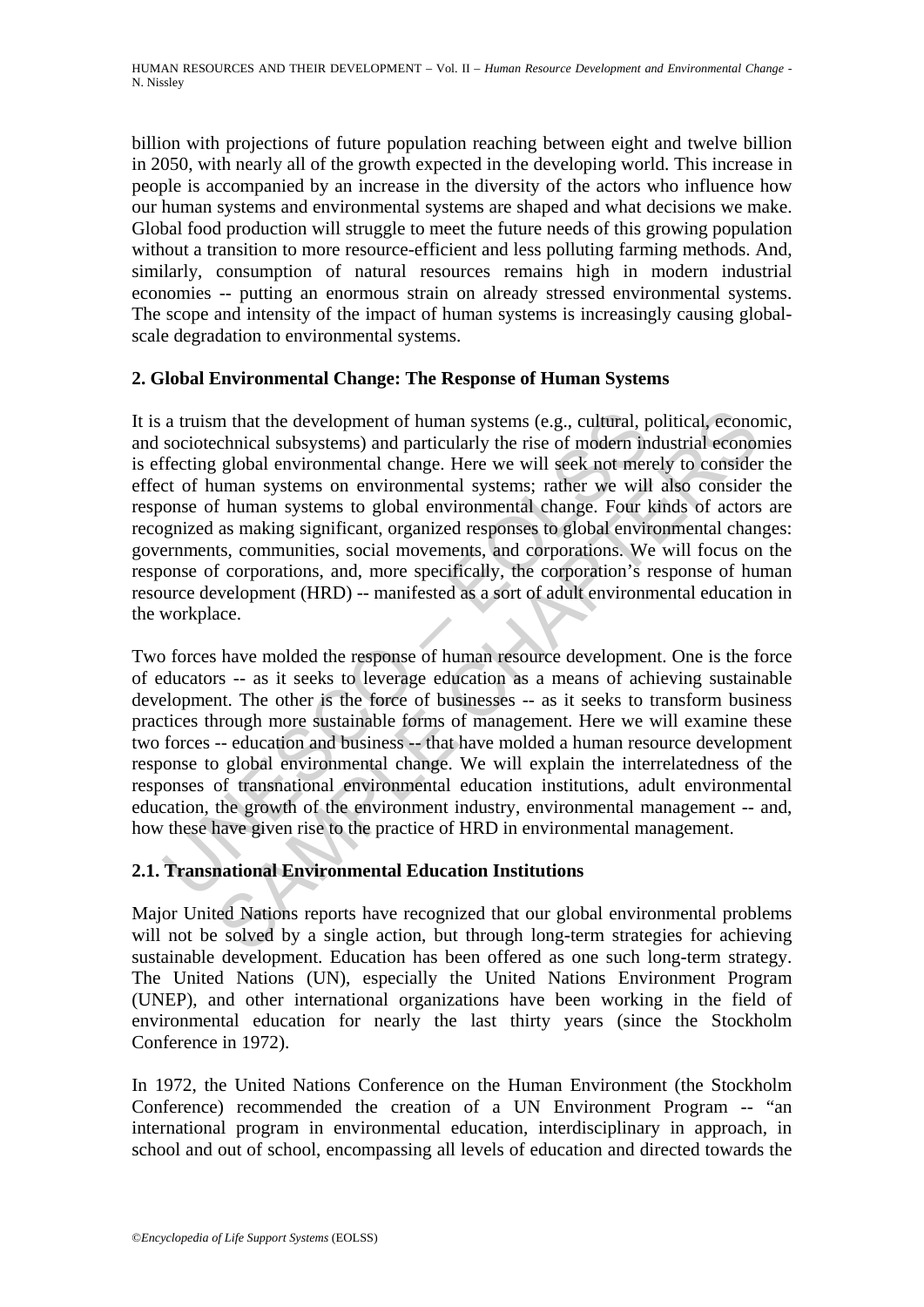billion with projections of future population reaching between eight and twelve billion in 2050, with nearly all of the growth expected in the developing world. This increase in people is accompanied by an increase in the diversity of the actors who influence how our human systems and environmental systems are shaped and what decisions we make. Global food production will struggle to meet the future needs of this growing population without a transition to more resource-efficient and less polluting farming methods. And, similarly, consumption of natural resources remains high in modern industrial economies -- putting an enormous strain on already stressed environmental systems. The scope and intensity of the impact of human systems is increasingly causing global-scale degradation to environmental systems.

## 2. Global Environmental Change: The Response of Human Systems

It is a truism that the development of human systems (e.g., cultural, political, economic, and sociotechnical subsystems) and particularly the rise of modern industrial economies is effecting global environmental change. Here we will seek not merely to consider the effect of human systems on environmental systems; rather we will also consider the response of human systems to global environmental change. Four kinds of actors are recognized as making significant, organized responses to global environmental changes: governments, communities, social movements, and corporations. We will focus on the response of corporations, and, more specifically, the corporation's response of human resource development (HRD) -- manifested as a sort of adult environmental education in the workplace.

Two forces have molded the response of human resource development. One is the force of educators -- as it seeks to leverage education as a means of achieving sustainable development. The other is the force of businesses -- as it seeks to transform business practices through more sustainable forms of management. Here we will examine these two forces -- education and business -- that have molded a human resource development response to global environmental change. We will explain the interrelatedness of the responses of transnational environmental education institutions, adult environmental education, the growth of the environment industry, environmental management -- and, how these have given rise to the practice of HRD in environmental management.

### 2.1. Transnational Environmental Education Institutions

Major United Nations reports have recognized that our global environmental problems will not be solved by a single action, but through long-term strategies for achieving sustainable development. Education has been offered as one such long-term strategy. The United Nations (UN), especially the United Nations Environment Program (UNEP), and other international organizations have been working in the field of environmental education for nearly the last thirty years (since the Stockholm Conference in 1972).

In 1972, the United Nations Conference on the Human Environment (the Stockholm Conference) recommended the creation of a UN Environment Program -- "an international program in environmental education, interdisciplinary in approach, in school and out of school, encompassing all levels of education and directed towards the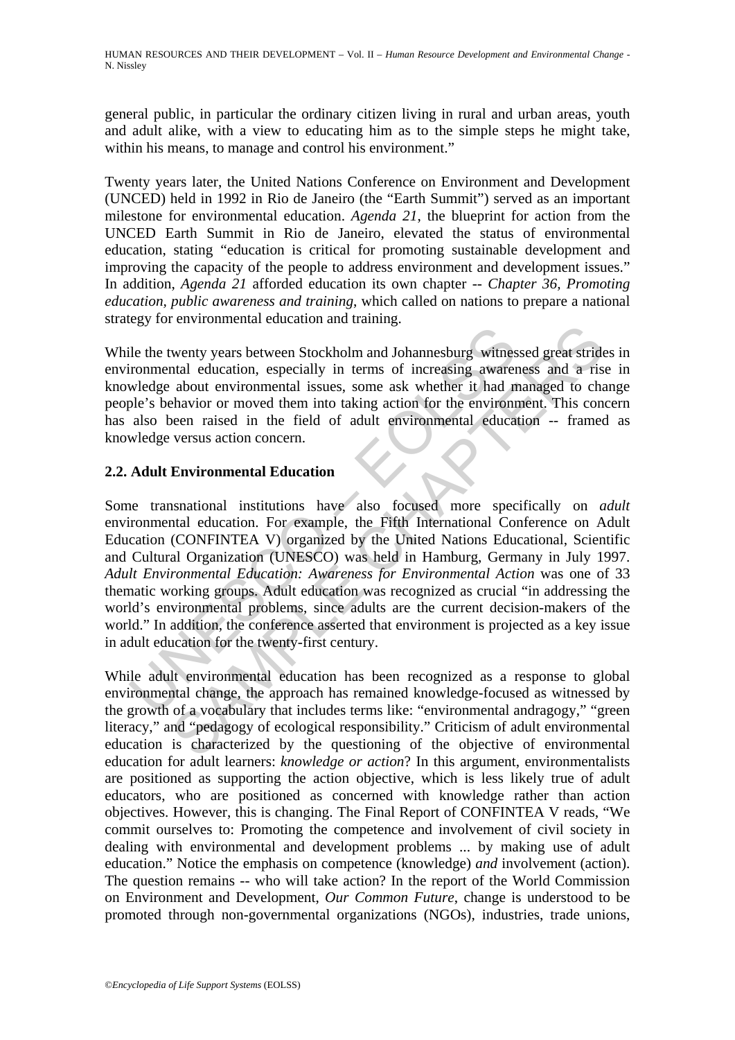general public, in particular the ordinary citizen living in rural and urban areas, youth and adult alike, with a view to educating him as to the simple steps he might take, within his means, to manage and control his environment."

Twenty years later, the United Nations Conference on Environment and Development (UNCED) held in 1992 in Rio de Janeiro (the "Earth Summit") served as an important milestone for environmental education. *Agenda 21*, the blueprint for action from the UNCED Earth Summit in Rio de Janeiro, elevated the status of environmental education, stating "education is critical for promoting sustainable development and improving the capacity of the people to address environment and development issues." In addition, *Agenda 21* afforded education its own chapter -- *Chapter 36, Promoting education, public awareness and training*, which called on nations to prepare a national strategy for environmental education and training.

While the twenty years between Stockholm and Johannesburg witnessed great strides in environmental education, especially in terms of increasing awareness and a rise in knowledge about environmental issues, some ask whether it had managed to change people's behavior or moved them into taking action for the environment. This concern has also been raised in the field of adult environmental education -- framed as knowledge versus action concern.

## 2.2. Adult Environmental Education

Some transnational institutions have also focused more specifically on *adult* environmental education. For example, the Fifth International Conference on Adult Education (CONFINTEA V) organized by the United Nations Educational, Scientific and Cultural Organization (UNESCO) was held in Hamburg, Germany in July 1997. *Adult Environmental Education: Awareness for Environmental Action* was one of 33 thematic working groups. Adult education was recognized as crucial "in addressing the world's environmental problems, since adults are the current decision-makers of the world." In addition, the conference asserted that environment is projected as a key issue in adult education for the twenty-first century.

While adult environmental education has been recognized as a response to global environmental change, the approach has remained knowledge-focused as witnessed by the growth of a vocabulary that includes terms like: "environmental andragogy," "green literacy," and "pedagogy of ecological responsibility." Criticism of adult environmental education is characterized by the questioning of the objective of environmental education for adult learners: *knowledge or action*? In this argument, environmentalists are positioned as supporting the action objective, which is less likely true of adult educators, who are positioned as concerned with knowledge rather than action objectives. However, this is changing. The Final Report of CONFINTEA V reads, "We commit ourselves to: Promoting the competence and involvement of civil society in dealing with environmental and development problems ... by making use of adult education." Notice the emphasis on competence (knowledge) *and* involvement (action). The question remains -- who will take action? In the report of the World Commission on Environment and Development, *Our Common Future*, change is understood to be promoted through non-governmental organizations (NGOs), industries, trade unions,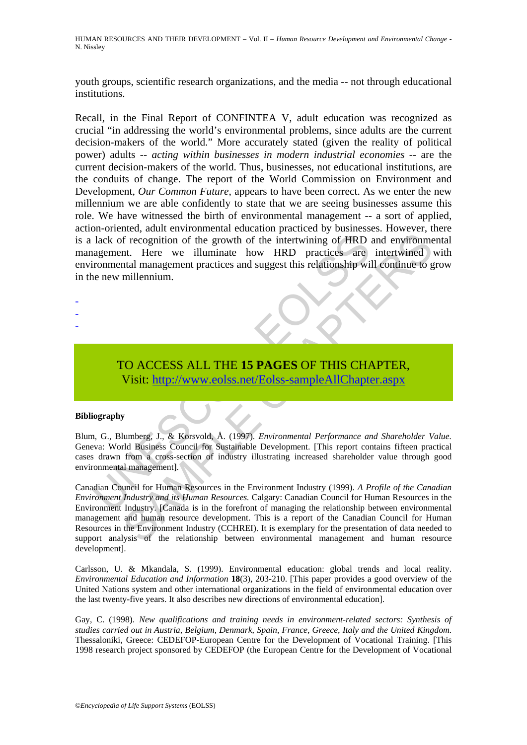youth groups, scientific research organizations, and the media -- not through educational institutions.

Recall, in the Final Report of CONFINTEA V, adult education was recognized as crucial "in addressing the world's environmental problems, since adults are the current decision-makers of the world." More accurately stated (given the reality of political power) adults -- *acting within businesses in modern industrial economies* -- are the current decision-makers of the world. Thus, businesses, not educational institutions, are the conduits of change. The report of the World Commission on Environment and Development, *Our Common Future*, appears to have been correct. As we enter the new millennium we are able confidently to state that we are seeing businesses assume this role. We have witnessed the birth of environmental management -- a sort of applied, action-oriented, adult environmental education practiced by businesses. However, there is a lack of recognition of the growth of the intertwining of HRD and environmental management. Here we illuminate how HRD practices are intertwined with environmental management practices and suggest this relationship will continue to grow in the new millennium.

-
-
-

TO ACCESS ALL THE **15 PAGES** OF THIS CHAPTER,
Visit: http://www.eolss.net/Eolss-sampleAllChapter.aspx

**Bibliography**

Blum, G., Blumberg, J., & Korsvold, Å. (1997). *Environmental Performance and Shareholder Value.* Geneva: World Business Council for Sustainable Development. [This report contains fifteen practical cases drawn from a cross-section of industry illustrating increased shareholder value through good environmental management].

Canadian Council for Human Resources in the Environment Industry (1999). *A Profile of the Canadian Environment Industry and its Human Resources.* Calgary: Canadian Council for Human Resources in the Environment Industry. [Canada is in the forefront of managing the relationship between environmental management and human resource development. This is a report of the Canadian Council for Human Resources in the Environment Industry (CCHREI). It is exemplary for the presentation of data needed to support analysis of the relationship between environmental management and human resource development].

Carlsson, U. & Mkandala, S. (1999). Environmental education: global trends and local reality. *Environmental Education and Information* **18**(3), 203-210. [This paper provides a good overview of the United Nations system and other international organizations in the field of environmental education over the last twenty-five years. It also describes new directions of environmental education].

Gay, C. (1998). *New qualifications and training needs in environment-related sectors: Synthesis of studies carried out in Austria, Belgium, Denmark, Spain, France, Greece, Italy and the United Kingdom.* Thessaloniki, Greece: CEDEFOP-European Centre for the Development of Vocational Training. [This 1998 research project sponsored by CEDEFOP (the European Centre for the Development of Vocational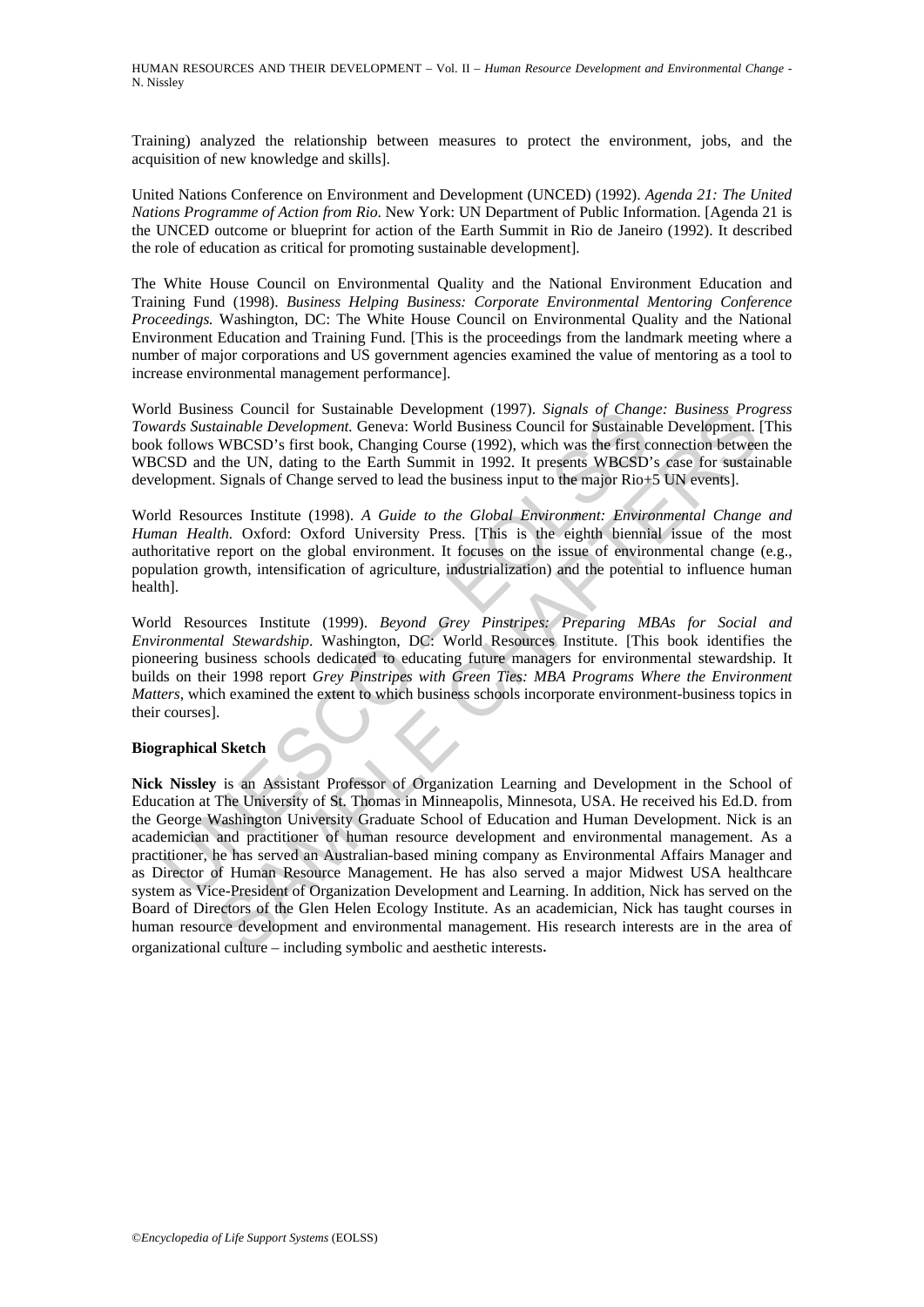Training) analyzed the relationship between measures to protect the environment, jobs, and the acquisition of new knowledge and skills].

United Nations Conference on Environment and Development (UNCED) (1992). *Agenda 21: The United Nations Programme of Action from Rio*. New York: UN Department of Public Information. [Agenda 21 is the UNCED outcome or blueprint for action of the Earth Summit in Rio de Janeiro (1992). It described the role of education as critical for promoting sustainable development].

The White House Council on Environmental Quality and the National Environment Education and Training Fund (1998). *Business Helping Business: Corporate Environmental Mentoring Conference Proceedings.* Washington, DC: The White House Council on Environmental Quality and the National Environment Education and Training Fund. [This is the proceedings from the landmark meeting where a number of major corporations and US government agencies examined the value of mentoring as a tool to increase environmental management performance].

World Business Council for Sustainable Development (1997). *Signals of Change: Business Progress Towards Sustainable Development.* Geneva: World Business Council for Sustainable Development. [This book follows WBCSD's first book, Changing Course (1992), which was the first connection between the WBCSD and the UN, dating to the Earth Summit in 1992. It presents WBCSD's case for sustainable development. Signals of Change served to lead the business input to the major Rio+5 UN events].

World Resources Institute (1998). *A Guide to the Global Environment: Environmental Change and Human Health.* Oxford: Oxford University Press. [This is the eighth biennial issue of the most authoritative report on the global environment. It focuses on the issue of environmental change (e.g., population growth, intensification of agriculture, industrialization) and the potential to influence human health].

World Resources Institute (1999). *Beyond Grey Pinstripes: Preparing MBAs for Social and Environmental Stewardship*. Washington, DC: World Resources Institute. [This book identifies the pioneering business schools dedicated to educating future managers for environmental stewardship. It builds on their 1998 report *Grey Pinstripes with Green Ties: MBA Programs Where the Environment Matters*, which examined the extent to which business schools incorporate environment-business topics in their courses].

**Biographical Sketch**

**Nick Nissley** is an Assistant Professor of Organization Learning and Development in the School of Education at The University of St. Thomas in Minneapolis, Minnesota, USA. He received his Ed.D. from the George Washington University Graduate School of Education and Human Development. Nick is an academician and practitioner of human resource development and environmental management. As a practitioner, he has served an Australian-based mining company as Environmental Affairs Manager and as Director of Human Resource Management. He has also served a major Midwest USA healthcare system as Vice-President of Organization Development and Learning. In addition, Nick has served on the Board of Directors of the Glen Helen Ecology Institute. As an academician, Nick has taught courses in human resource development and environmental management. His research interests are in the area of organizational culture – including symbolic and aesthetic interests.